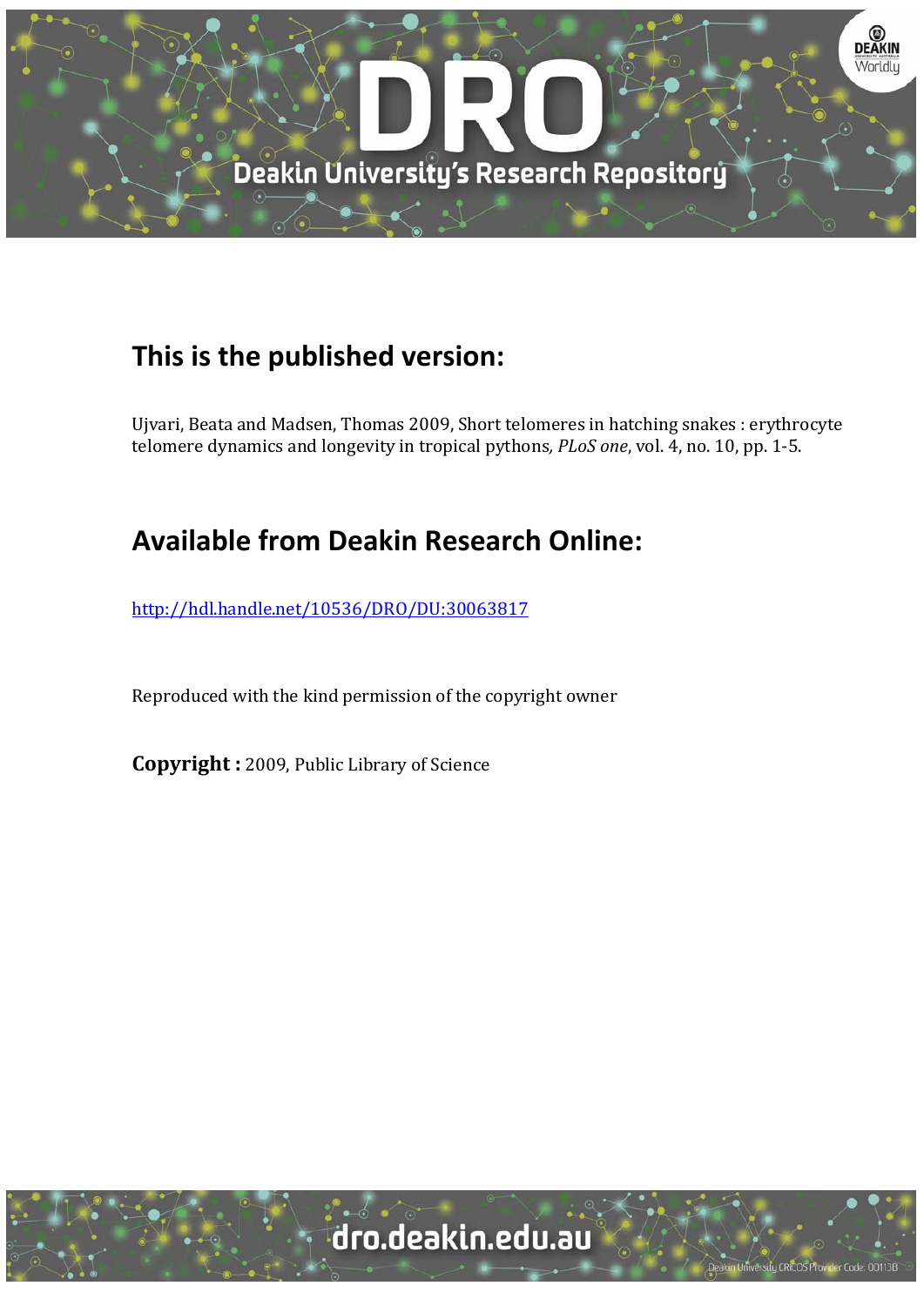## This is the published version:

Ujvari, Beata and Madsen, Thomas 2009, Short telomeres in hatching snakes : erythrocyte telomere dynamics and longevity in tropical pythons, *PLoS one*, vol. 4, no. 10, pp. 1-5.

## Available from Deakin Research Online:

http://hdl.handle.net/10536/DRO/DU:30063817

Reproduced with the kind permission of the copyright owner

**Copyright :** 2009, Public Library of Science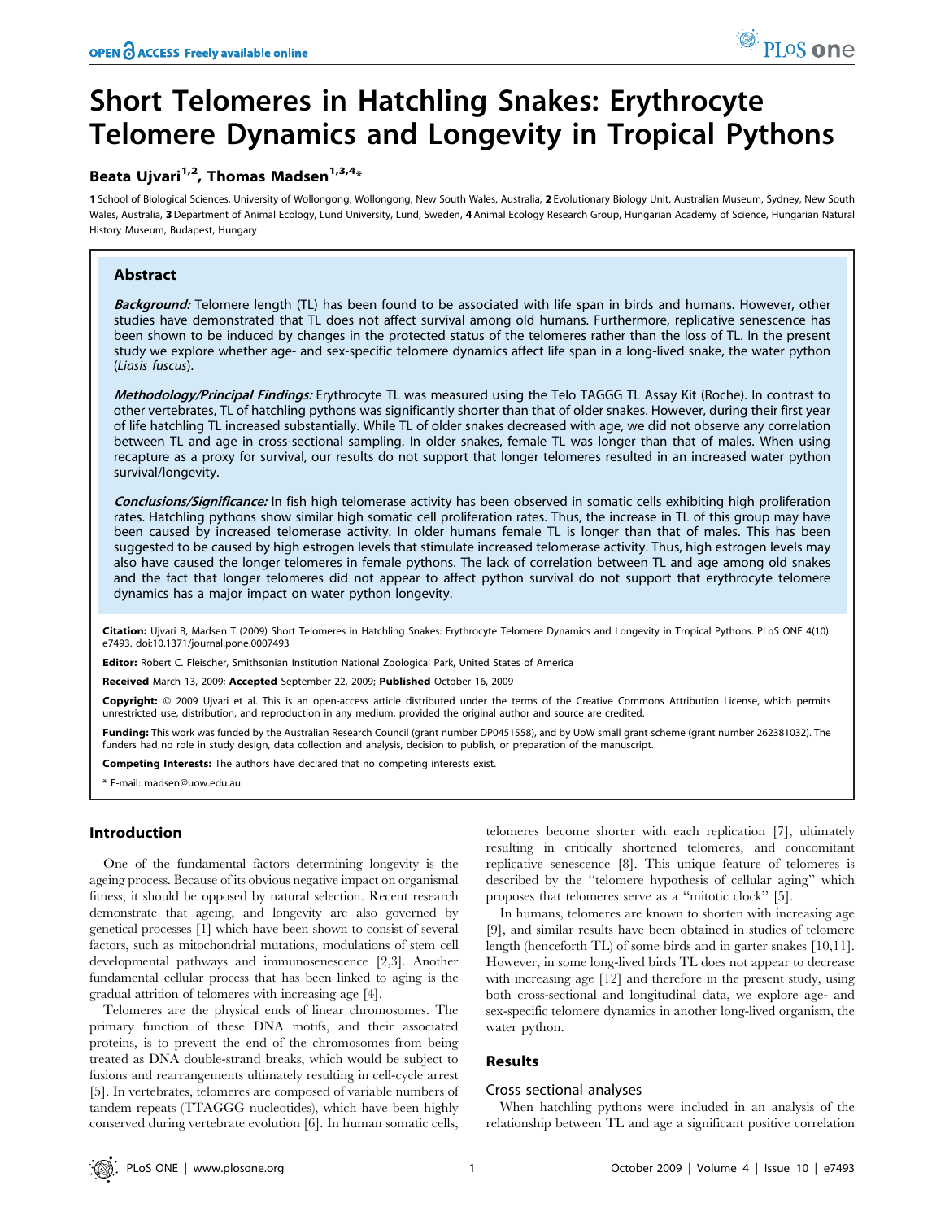# Short Telomeres in Hatchling Snakes: Erythrocyte Telomere Dynamics and Longevity in Tropical Pythons

## Beata Ujvari[1,2], Thomas Madsen[1,3,4]*

1 School of Biological Sciences, University of Wollongong, Wollongong, New South Wales, Australia, 2 Evolutionary Biology Unit, Australian Museum, Sydney, New South Wales, Australia, 3 Department of Animal Ecology, Lund University, Lund, Sweden, 4 Animal Ecology Research Group, Hungarian Academy of Science, Hungarian Natural History Museum, Budapest, Hungary

### Abstract

***Background:*** Telomere length (TL) has been found to be associated with life span in birds and humans. However, other studies have demonstrated that TL does not affect survival among old humans. Furthermore, replicative senescence has been shown to be induced by changes in the protected status of the telomeres rather than the loss of TL. In the present study we explore whether age- and sex-specific telomere dynamics affect life span in a long-lived snake, the water python (*Liasis fuscus*).

***Methodology/Principal Findings:*** Erythrocyte TL was measured using the Telo TAGGG TL Assay Kit (Roche). In contrast to other vertebrates, TL of hatchling pythons was significantly shorter than that of older snakes. However, during their first year of life hatchling TL increased substantially. While TL of older snakes decreased with age, we did not observe any correlation between TL and age in cross-sectional sampling. In older snakes, female TL was longer than that of males. When using recapture as a proxy for survival, our results do not support that longer telomeres resulted in an increased water python survival/longevity.

***Conclusions/Significance:*** In fish high telomerase activity has been observed in somatic cells exhibiting high proliferation rates. Hatchling pythons show similar high somatic cell proliferation rates. Thus, the increase in TL of this group may have been caused by increased telomerase activity. In older humans female TL is longer than that of males. This has been suggested to be caused by high estrogen levels that stimulate increased telomerase activity. Thus, high estrogen levels may also have caused the longer telomeres in female pythons. The lack of correlation between TL and age among old snakes and the fact that longer telomeres did not appear to affect python survival do not support that erythrocyte telomere dynamics has a major impact on water python longevity.

**Citation:** Ujvari B, Madsen T (2009) Short Telomeres in Hatchling Snakes: Erythrocyte Telomere Dynamics and Longevity in Tropical Pythons. PLoS ONE 4(10): e7493. doi:10.1371/journal.pone.0007493

**Editor:** Robert C. Fleischer, Smithsonian Institution National Zoological Park, United States of America

**Received** March 13, 2009; **Accepted** September 22, 2009; **Published** October 16, 2009

**Copyright:** © 2009 Ujvari et al. This is an open-access article distributed under the terms of the Creative Commons Attribution License, which permits unrestricted use, distribution, and reproduction in any medium, provided the original author and source are credited.

**Funding:** This work was funded by the Australian Research Council (grant number DP0451558), and by UoW small grant scheme (grant number 262381032). The funders had no role in study design, data collection and analysis, decision to publish, or preparation of the manuscript.

**Competing Interests:** The authors have declared that no competing interests exist.

\* E-mail: madsen@uow.edu.au

## Introduction

One of the fundamental factors determining longevity is the ageing process. Because of its obvious negative impact on organismal fitness, it should be opposed by natural selection. Recent research demonstrate that ageing, and longevity are also governed by genetical processes [1] which have been shown to consist of several factors, such as mitochondrial mutations, modulations of stem cell developmental pathways and immunosenescence [2,3]. Another fundamental cellular process that has been linked to aging is the gradual attrition of telomeres with increasing age [4].

Telomeres are the physical ends of linear chromosomes. The primary function of these DNA motifs, and their associated proteins, is to prevent the end of the chromosomes from being treated as DNA double-strand breaks, which would be subject to fusions and rearrangements ultimately resulting in cell-cycle arrest [5]. In vertebrates, telomeres are composed of variable numbers of tandem repeats (TTAGGG nucleotides), which have been highly conserved during vertebrate evolution [6]. In human somatic cells, telomeres become shorter with each replication [7], ultimately resulting in critically shortened telomeres, and concomitant replicative senescence [8]. This unique feature of telomeres is described by the "telomere hypothesis of cellular aging" which proposes that telomeres serve as a "mitotic clock" [5].

In humans, telomeres are known to shorten with increasing age [9], and similar results have been obtained in studies of telomere length (henceforth TL) of some birds and in garter snakes [10,11]. However, in some long-lived birds TL does not appear to decrease with increasing age [12] and therefore in the present study, using both cross-sectional and longitudinal data, we explore age- and sex-specific telomere dynamics in another long-lived organism, the water python.

## Results

### Cross sectional analyses

When hatchling pythons were included in an analysis of the relationship between TL and age a significant positive correlation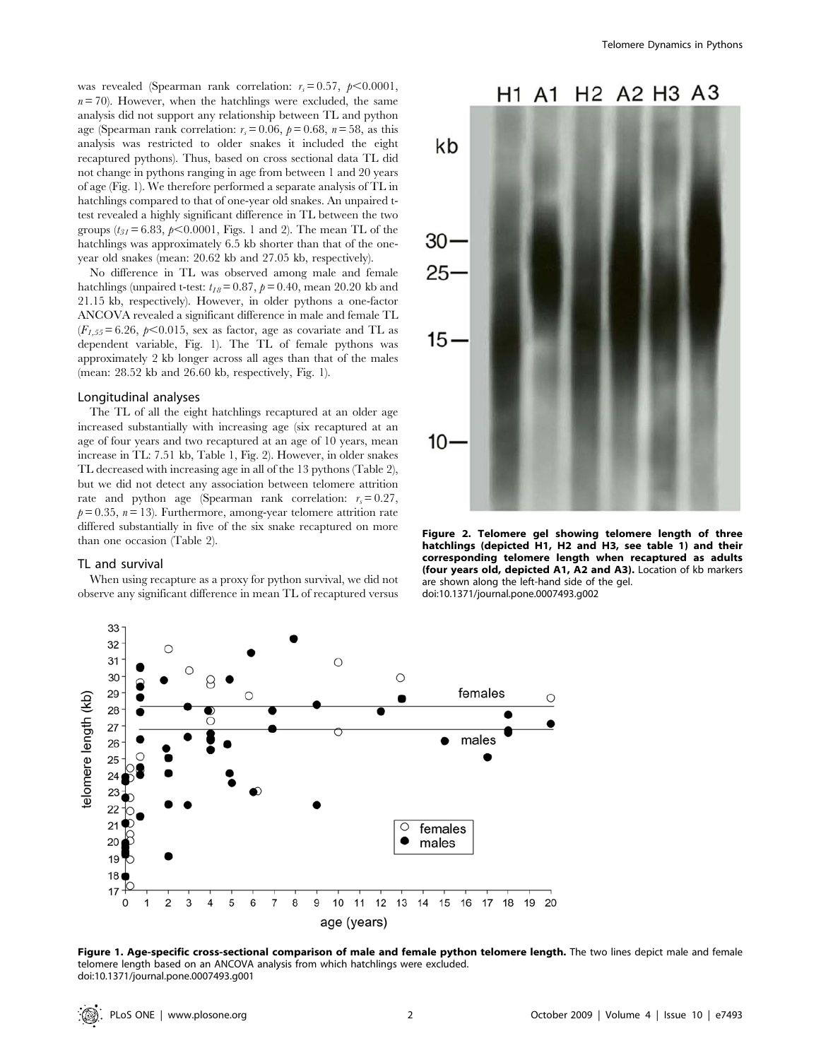was revealed (Spearman rank correlation: $r_s = 0.57$, $p<0.0001$, $n = 70$). However, when the hatchlings were excluded, the same analysis did not support any relationship between TL and python age (Spearman rank correlation: $r_s = 0.06$, $p = 0.68$, $n = 58$, as this analysis was restricted to older snakes it included the eight recaptured pythons). Thus, based on cross sectional data TL did not change in pythons ranging in age from between 1 and 20 years of age (Fig. 1). We therefore performed a separate analysis of TL in hatchlings compared to that of one-year old snakes. An unpaired t-test revealed a highly significant difference in TL between the two groups ($t_{31} = 6.83$, $p<0.0001$, Figs. 1 and 2). The mean TL of the hatchlings was approximately 6.5 kb shorter than that of the one-year old snakes (mean: 20.62 kb and 27.05 kb, respectively).

No difference in TL was observed among male and female hatchlings (unpaired t-test: $t_{18} = 0.87$, $p = 0.40$, mean 20.20 kb and 21.15 kb, respectively). However, in older pythons a one-factor ANCOVA revealed a significant difference in male and female TL ($F_{1,55} = 6.26$, $p<0.015$, sex as factor, age as covariate and TL as dependent variable, Fig. 1). The TL of female pythons was approximately 2 kb longer across all ages than that of the males (mean: 28.52 kb and 26.60 kb, respectively, Fig. 1).

### Longitudinal analyses

The TL of all the eight hatchlings recaptured at an older age increased substantially with increasing age (six recaptured at an age of four years and two recaptured at an age of 10 years, mean increase in TL: 7.51 kb, Table 1, Fig. 2). However, in older snakes TL decreased with increasing age in all of the 13 pythons (Table 2), but we did not detect any association between telomere attrition rate and python age (Spearman rank correlation: $r_s = 0.27$, $p = 0.35$, $n = 13$). Furthermore, among-year telomere attrition rate differed substantially in five of the six snake recaptured on more than one occasion (Table 2).

### TL and survival

When using recapture as a proxy for python survival, we did not observe any significant difference in mean TL of recaptured versus

**Figure 2. Telomere gel showing telomere length of three hatchlings (depicted H1, H2 and H3, see table 1) and their corresponding telomere length when recaptured as adults (four years old, depicted A1, A2 and A3).** Location of kb markers are shown along the left-hand side of the gel.
doi:10.1371/journal.pone.0007493.g002

**Figure 1. Age-specific cross-sectional comparison of male and female python telomere length.** The two lines depict male and female telomere length based on an ANCOVA analysis from which hatchlings were excluded.
doi:10.1371/journal.pone.0007493.g001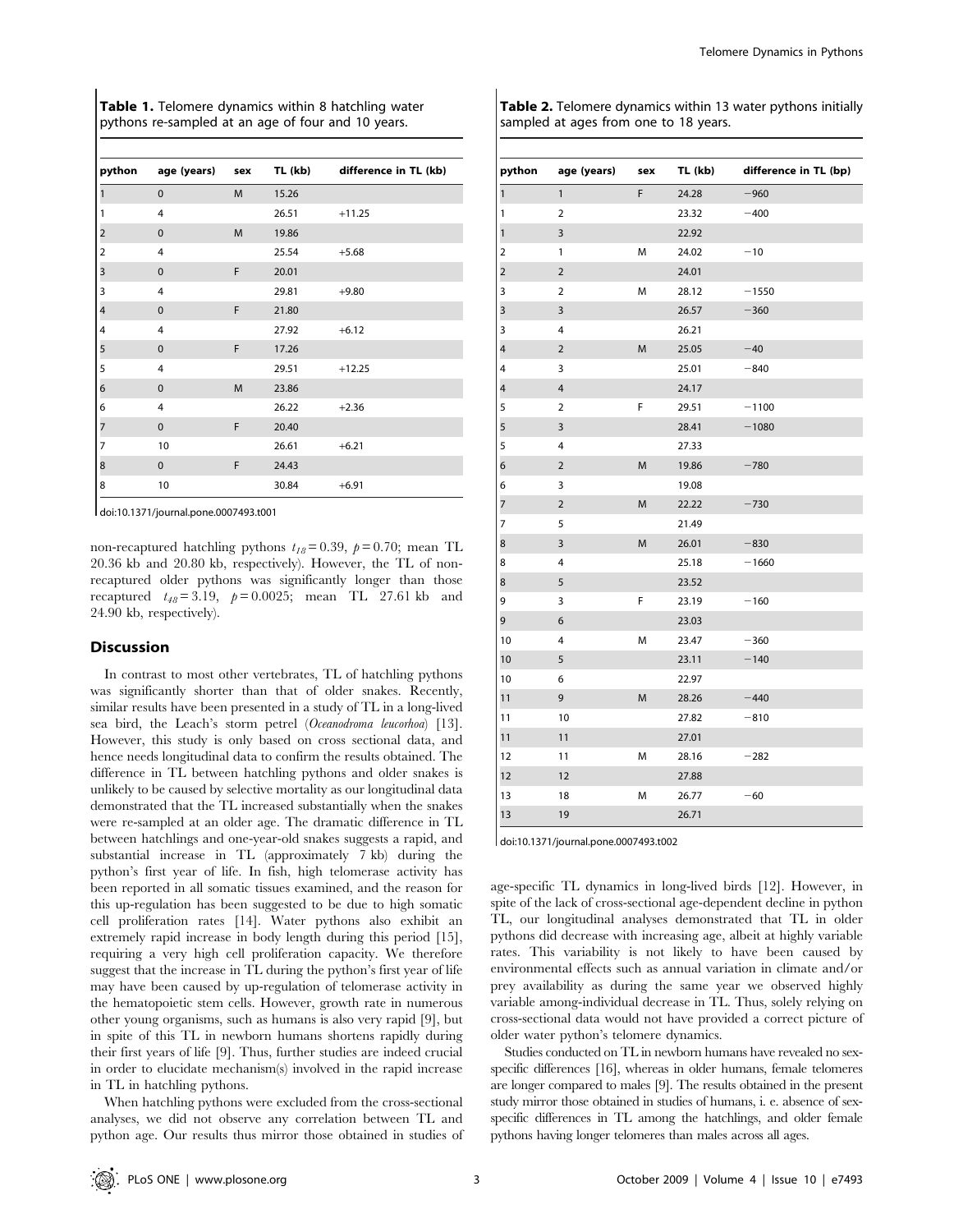**Table 1.** Telomere dynamics within 8 hatchling water pythons re-sampled at an age of four and 10 years.

| python | age (years) | sex | TL (kb) | difference in TL (kb) |
|---|---|---|---|---|
| 1 | 0 | M | 15.26 | |
| 1 | 4 | | 26.51 | +11.25 |
| 2 | 0 | M | 19.86 | |
| 2 | 4 | | 25.54 | +5.68 |
| 3 | 0 | F | 20.01 | |
| 3 | 4 | | 29.81 | +9.80 |
| 4 | 0 | F | 21.80 | |
| 4 | 4 | | 27.92 | +6.12 |
| 5 | 0 | F | 17.26 | |
| 5 | 4 | | 29.51 | +12.25 |
| 6 | 0 | M | 23.86 | |
| 6 | 4 | | 26.22 | +2.36 |
| 7 | 0 | F | 20.40 | |
| 7 | 10 | | 26.61 | +6.21 |
| 8 | 0 | F | 24.43 | |
| 8 | 10 | | 30.84 | +6.91 |

doi:10.1371/journal.pone.0007493.t001

**Table 2.** Telomere dynamics within 13 water pythons initially sampled at ages from one to 18 years.

| python | age (years) | sex | TL (kb) | difference in TL (bp) |
|---|---|---|---|---|
| 1 | 1 | F | 24.28 | −960 |
| 1 | 2 | | 23.32 | −400 |
| 1 | 3 | | 22.92 | |
| 2 | 1 | M | 24.02 | −10 |
| 2 | 2 | | 24.01 | |
| 3 | 2 | M | 28.12 | −1550 |
| 3 | 3 | | 26.57 | −360 |
| 3 | 4 | | 26.21 | |
| 4 | 2 | M | 25.05 | −40 |
| 4 | 3 | | 25.01 | −840 |
| 4 | 4 | | 24.17 | |
| 5 | 2 | F | 29.51 | −1100 |
| 5 | 3 | | 28.41 | −1080 |
| 5 | 4 | | 27.33 | |
| 6 | 2 | M | 19.86 | −780 |
| 6 | 3 | | 19.08 | |
| 7 | 2 | M | 22.22 | −730 |
| 7 | 5 | | 21.49 | |
| 8 | 3 | M | 26.01 | −830 |
| 8 | 4 | | 25.18 | −1660 |
| 8 | 5 | | 23.52 | |
| 9 | 3 | F | 23.19 | −160 |
| 9 | 6 | | 23.03 | |
| 10 | 4 | M | 23.47 | −360 |
| 10 | 5 | | 23.11 | −140 |
| 10 | 6 | | 22.97 | |
| 11 | 9 | M | 28.26 | −440 |
| 11 | 10 | | 27.82 | −810 |
| 11 | 11 | | 27.01 | |
| 12 | 11 | M | 28.16 | −282 |
| 12 | 12 | | 27.88 | |
| 13 | 18 | M | 26.77 | −60 |
| 13 | 19 | | 26.71 | |

doi:10.1371/journal.pone.0007493.t002

non-recaptured hatchling pythons $t_{18} = 0.39$, $p = 0.70$; mean TL 20.36 kb and 20.80 kb, respectively). However, the TL of non-recaptured older pythons was significantly longer than those recaptured $t_{48} = 3.19$, $p = 0.0025$; mean TL 27.61 kb and 24.90 kb, respectively).

## Discussion

In contrast to most other vertebrates, TL of hatchling pythons was significantly shorter than that of older snakes. Recently, similar results have been presented in a study of TL in a long-lived sea bird, the Leach's storm petrel (*Oceanodroma leucorhoa*) [13]. However, this study is only based on cross sectional data, and hence needs longitudinal data to confirm the results obtained. The difference in TL between hatchling pythons and older snakes is unlikely to be caused by selective mortality as our longitudinal data demonstrated that the TL increased substantially when the snakes were re-sampled at an older age. The dramatic difference in TL between hatchlings and one-year-old snakes suggests a rapid, and substantial increase in TL (approximately 7 kb) during the python's first year of life. In fish, high telomerase activity has been reported in all somatic tissues examined, and the reason for this up-regulation has been suggested to be due to high somatic cell proliferation rates [14]. Water pythons also exhibit an extremely rapid increase in body length during this period [15], requiring a very high cell proliferation capacity. We therefore suggest that the increase in TL during the python's first year of life may have been caused by up-regulation of telomerase activity in the hematopoietic stem cells. However, growth rate in numerous other young organisms, such as humans is also very rapid [9], but in spite of this TL in newborn humans shortens rapidly during their first years of life [9]. Thus, further studies are indeed crucial in order to elucidate mechanism(s) involved in the rapid increase in TL in hatchling pythons.

When hatchling pythons were excluded from the cross-sectional analyses, we did not observe any correlation between TL and python age. Our results thus mirror those obtained in studies of age-specific TL dynamics in long-lived birds [12]. However, in spite of the lack of cross-sectional age-dependent decline in python TL, our longitudinal analyses demonstrated that TL in older pythons did decrease with increasing age, albeit at highly variable rates. This variability is not likely to have been caused by environmental effects such as annual variation in climate and/or prey availability as during the same year we observed highly variable among-individual decrease in TL. Thus, solely relying on cross-sectional data would not have provided a correct picture of older water python's telomere dynamics.

Studies conducted on TL in newborn humans have revealed no sex-specific differences [16], whereas in older humans, female telomeres are longer compared to males [9]. The results obtained in the present study mirror those obtained in studies of humans, i. e. absence of sex-specific differences in TL among the hatchlings, and older female pythons having longer telomeres than males across all ages.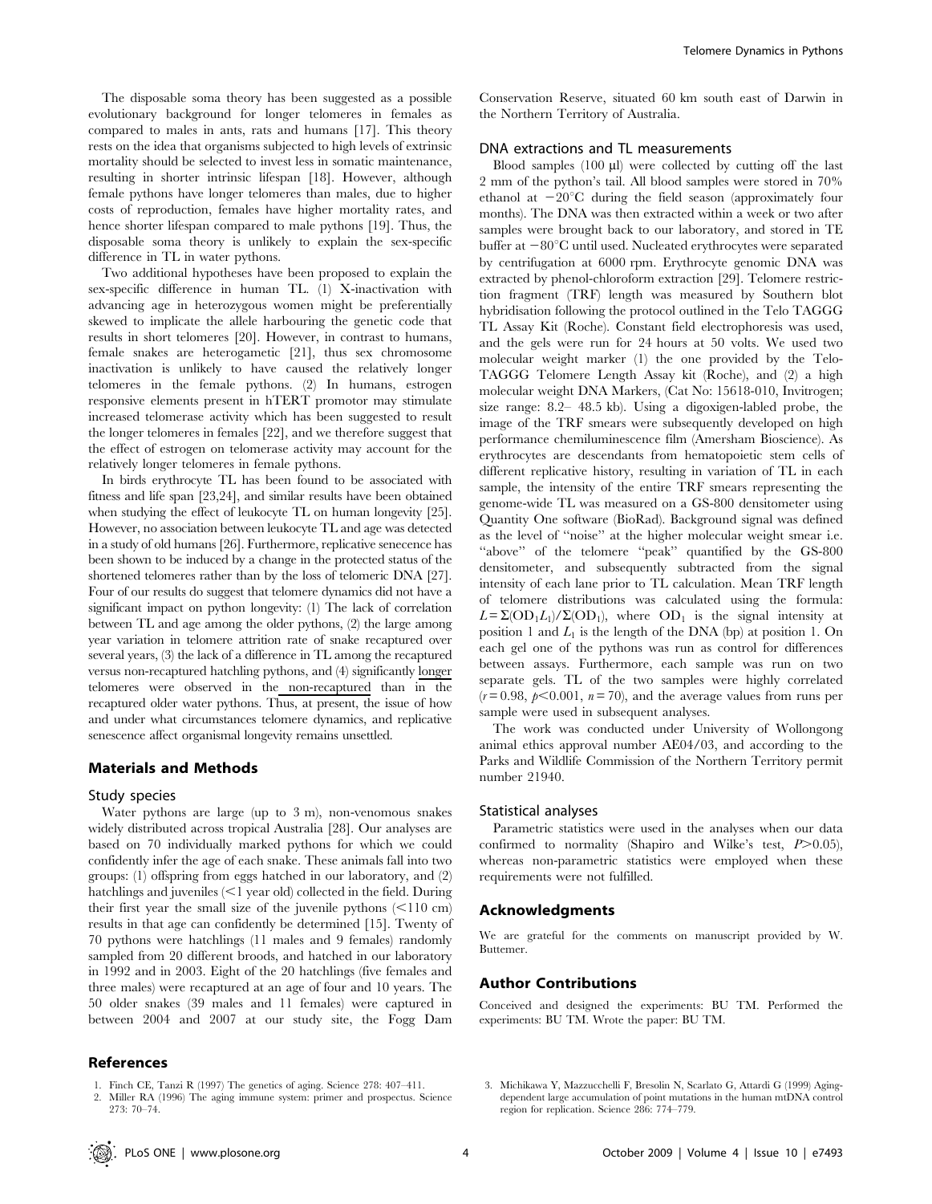The disposable soma theory has been suggested as a possible evolutionary background for longer telomeres in females as compared to males in ants, rats and humans [17]. This theory rests on the idea that organisms subjected to high levels of extrinsic mortality should be selected to invest less in somatic maintenance, resulting in shorter intrinsic lifespan [18]. However, although female pythons have longer telomeres than males, due to higher costs of reproduction, females have higher mortality rates, and hence shorter lifespan compared to male pythons [19]. Thus, the disposable soma theory is unlikely to explain the sex-specific difference in TL in water pythons.

Two additional hypotheses have been proposed to explain the sex-specific difference in human TL. (1) X-inactivation with advancing age in heterozygous women might be preferentially skewed to implicate the allele harbouring the genetic code that results in short telomeres [20]. However, in contrast to humans, female snakes are heterogametic [21], thus sex chromosome inactivation is unlikely to have caused the relatively longer telomeres in the female pythons. (2) In humans, estrogen responsive elements present in hTERT promotor may stimulate increased telomerase activity which has been suggested to result the longer telomeres in females [22], and we therefore suggest that the effect of estrogen on telomerase activity may account for the relatively longer telomeres in female pythons.

In birds erythrocyte TL has been found to be associated with fitness and life span [23,24], and similar results have been obtained when studying the effect of leukocyte TL on human longevity [25]. However, no association between leukocyte TL and age was detected in a study of old humans [26]. Furthermore, replicative senecence has been shown to be induced by a change in the protected status of the shortened telomeres rather than by the loss of telomeric DNA [27]. Four of our results do suggest that telomere dynamics did not have a significant impact on python longevity: (1) The lack of correlation between TL and age among the older pythons, (2) the large among year variation in telomere attrition rate of snake recaptured over several years, (3) the lack of a difference in TL among the recaptured versus non-recaptured hatchling pythons, and (4) significantly longer telomeres were observed in the non-recaptured than in the recaptured older water pythons. Thus, at present, the issue of how and under what circumstances telomere dynamics, and replicative senescence affect organismal longevity remains unsettled.

## Materials and Methods

### Study species

Water pythons are large (up to 3 m), non-venomous snakes widely distributed across tropical Australia [28]. Our analyses are based on 70 individually marked pythons for which we could confidently infer the age of each snake. These animals fall into two groups: (1) offspring from eggs hatched in our laboratory, and (2) hatchlings and juveniles (<1 year old) collected in the field. During their first year the small size of the juvenile pythons (<110 cm) results in that age can confidently be determined [15]. Twenty of 70 pythons were hatchlings (11 males and 9 females) randomly sampled from 20 different broods, and hatched in our laboratory in 1992 and in 2003. Eight of the 20 hatchlings (five females and three males) were recaptured at an age of four and 10 years. The 50 older snakes (39 males and 11 females) were captured in between 2004 and 2007 at our study site, the Fogg Dam Conservation Reserve, situated 60 km south east of Darwin in the Northern Territory of Australia.

### DNA extractions and TL measurements

Blood samples (100 µl) were collected by cutting off the last 2 mm of the python's tail. All blood samples were stored in 70% ethanol at −20°C during the field season (approximately four months). The DNA was then extracted within a week or two after samples were brought back to our laboratory, and stored in TE buffer at −80°C until used. Nucleated erythrocytes were separated by centrifugation at 6000 rpm. Erythrocyte genomic DNA was extracted by phenol-chloroform extraction [29]. Telomere restriction fragment (TRF) length was measured by Southern blot hybridisation following the protocol outlined in the Telo TAGGG TL Assay Kit (Roche). Constant field electrophoresis was used, and the gels were run for 24 hours at 50 volts. We used two molecular weight marker (1) the one provided by the Telo-TAGGG Telomere Length Assay kit (Roche), and (2) a high molecular weight DNA Markers, (Cat No: 15618-010, Invitrogen; size range: 8.2– 48.5 kb). Using a digoxigen-labled probe, the image of the TRF smears were subsequently developed on high performance chemiluminescence film (Amersham Bioscience). As erythrocytes are descendants from hematopoietic stem cells of different replicative history, resulting in variation of TL in each sample, the intensity of the entire TRF smears representing the genome-wide TL was measured on a GS-800 densitometer using Quantity One software (BioRad). Background signal was defined as the level of "noise" at the higher molecular weight smear i.e. "above" of the telomere "peak" quantified by the GS-800 densitometer, and subsequently subtracted from the signal intensity of each lane prior to TL calculation. Mean TRF length of telomere distributions was calculated using the formula: $L=\Sigma(OD_1 L_1)/\Sigma(OD_1)$, where $OD_1$ is the signal intensity at position 1 and $L_1$ is the length of the DNA (bp) at position 1. On each gel one of the pythons was run as control for differences between assays. Furthermore, each sample was run on two separate gels. TL of the two samples were highly correlated ($r=0.98$, $p<0.001$, $n=70$), and the average values from runs per sample were used in subsequent analyses.

The work was conducted under University of Wollongong animal ethics approval number AE04/03, and according to the Parks and Wildlife Commission of the Northern Territory permit number 21940.

### Statistical analyses

Parametric statistics were used in the analyses when our data confirmed to normality (Shapiro and Wilke's test, $P>0.05$), whereas non-parametric statistics were employed when these requirements were not fulfilled.

## Acknowledgments

We are grateful for the comments on manuscript provided by W. Buttemer.

## Author Contributions

Conceived and designed the experiments: BU TM. Performed the experiments: BU TM. Wrote the paper: BU TM.

## References

1. Finch CE, Tanzi R (1997) The genetics of aging. Science 278: 407–411.
2. Miller RA (1996) The aging immune system: primer and prospectus. Science 273: 70–74.
3. Michikawa Y, Mazzucchelli F, Bresolin N, Scarlato G, Attardi G (1999) Aging-dependent large accumulation of point mutations in the human mtDNA control region for replication. Science 286: 774–779.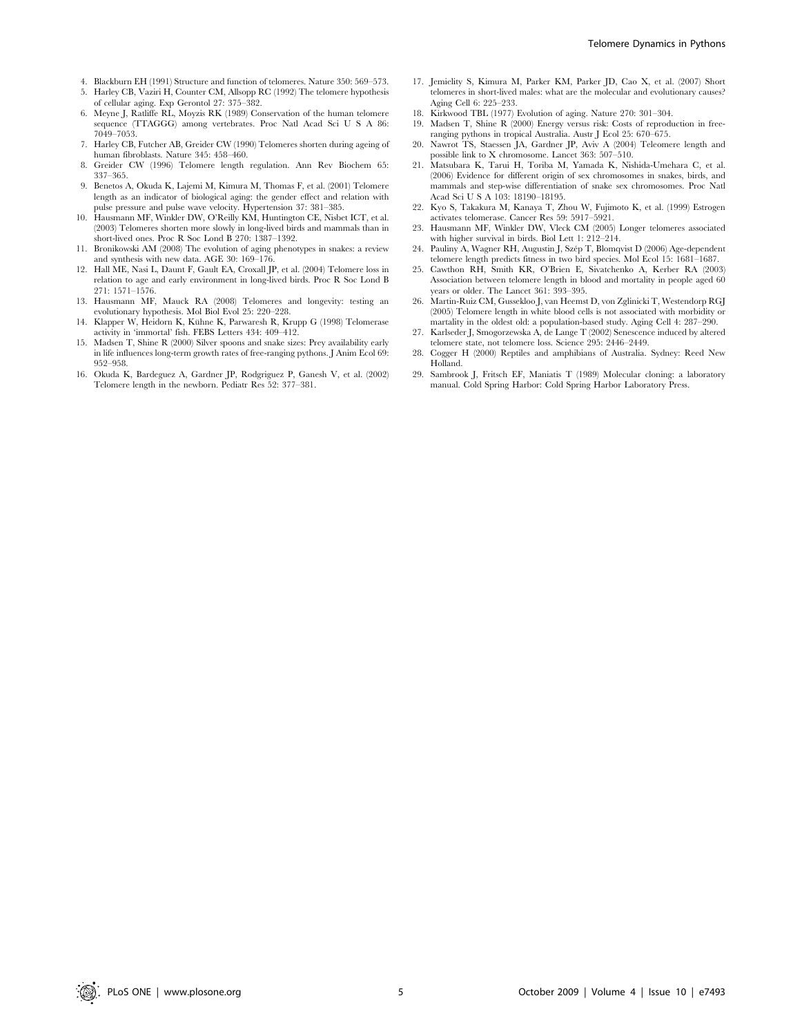4. Blackburn EH (1991) Structure and function of telomeres. Nature 350: 569–573.
5. Harley CB, Vaziri H, Counter CM, Allsopp RC (1992) The telomere hypothesis of cellular aging. Exp Gerontol 27: 375–382.
6. Meyne J, Ratliffe RL, Moyzis RK (1989) Conservation of the human telomere sequence (TTAGGG) among vertebrates. Proc Natl Acad Sci U S A 86: 7049–7053.
7. Harley CB, Futcher AB, Greider CW (1990) Telomeres shorten during ageing of human fibroblasts. Nature 345: 458–460.
8. Greider CW (1996) Telomere length regulation. Ann Rev Biochem 65: 337–365.
9. Benetos A, Okuda K, Lajemi M, Kimura M, Thomas F, et al. (2001) Telomere length as an indicator of biological aging: the gender effect and relation with pulse pressure and pulse wave velocity. Hypertension 37: 381–385.
10. Hausmann MF, Winkler DW, O'Reilly KM, Huntington CE, Nisbet ICT, et al. (2003) Telomeres shorten more slowly in long-lived birds and mammals than in short-lived ones. Proc R Soc Lond B 270: 1387–1392.
11. Bronikowski AM (2008) The evolution of aging phenotypes in snakes: a review and synthesis with new data. AGE 30: 169–176.
12. Hall ME, Nasi L, Daunt F, Gault EA, Croxall JP, et al. (2004) Telomere loss in relation to age and early environment in long-lived birds. Proc R Soc Lond B 271: 1571–1576.
13. Hausmann MF, Mauck RA (2008) Telomeres and longevity: testing an evolutionary hypothesis. Mol Biol Evol 25: 220–228.
14. Klapper W, Heidorn K, Kühne K, Parwaresh R, Krupp G (1998) Telomerase activity in 'immortal' fish. FEBS Letters 434: 409–412.
15. Madsen T, Shine R (2000) Silver spoons and snake sizes: Prey availability early in life influences long-term growth rates of free-ranging pythons. J Anim Ecol 69: 952–958.
16. Okuda K, Bardeguez A, Gardner JP, Rodgriguez P, Ganesh V, et al. (2002) Telomere length in the newborn. Pediatr Res 52: 377–381.
17. Jemielity S, Kimura M, Parker KM, Parker JD, Cao X, et al. (2007) Short telomeres in short-lived males: what are the molecular and evolutionary causes? Aging Cell 6: 225–233.
18. Kirkwood TBL (1977) Evolution of aging. Nature 270: 301–304.
19. Madsen T, Shine R (2000) Energy versus risk: Costs of reproduction in free-ranging pythons in tropical Australia. Austr J Ecol 25: 670–675.
20. Nawrot TS, Staessen JA, Gardner JP, Aviv A (2004) Teleomere length and possible link to X chromosome. Lancet 363: 507–510.
21. Matsubara K, Tarui H, Toriba M, Yamada K, Nishida-Umehara C, et al. (2006) Evidence for different origin of sex chromosomes in snakes, birds, and mammals and step-wise differentiation of snake sex chromosomes. Proc Natl Acad Sci U S A 103: 18190–18195.
22. Kyo S, Takakura M, Kanaya T, Zhou W, Fujimoto K, et al. (1999) Estrogen activates telomerase. Cancer Res 59: 5917–5921.
23. Hausmann MF, Winkler DW, Vleck CM (2005) Longer telomeres associated with higher survival in birds. Biol Lett 1: 212–214.
24. Pauliny A, Wagner RH, Augustin J, Szép T, Blomqvist D (2006) Age-dependent telomere length predicts fitness in two bird species. Mol Ecol 15: 1681–1687.
25. Cawthon RH, Smith KR, O'Brien E, Sivatchenko A, Kerber RA (2003) Association between telomere length in blood and mortality in people aged 60 years or older. The Lancet 361: 393–395.
26. Martin-Ruiz CM, Gussekloo J, van Heemst D, von Zglinicki T, Westendorp RGJ (2005) Telomere length in white blood cells is not associated with morbidity or martality in the oldest old: a population-based study. Aging Cell 4: 287–290.
27. Karlseder J, Smogorzewska A, de Lange T (2002) Senescence induced by altered telomere state, not telomere loss. Science 295: 2446–2449.
28. Cogger H (2000) Reptiles and amphibians of Australia. Sydney: Reed New Holland.
29. Sambrook J, Fritsch EF, Maniatis T (1989) Molecular cloning: a laboratory manual. Cold Spring Harbor: Cold Spring Harbor Laboratory Press.